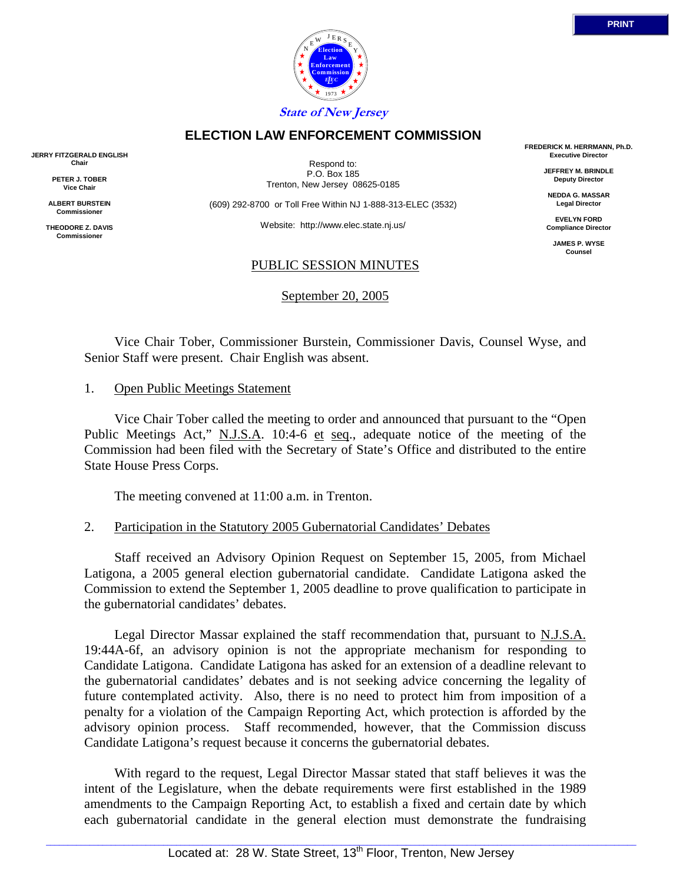State of New Jersey

# ELECTION LAW ENFORCEMENT COMMISSION

**JERRY FITZGERALD ENGLISH**
**Chair**

**PETER J. TOBER**
**Vice Chair**

**ALBERT BURSTEIN**
**Commissioner**

**THEODORE Z. DAVIS**
**Commissioner**

Respond to:
P.O. Box 185
Trenton, New Jersey 08625-0185

(609) 292-8700 or Toll Free Within NJ 1-888-313-ELEC (3532)

Website: http://www.elec.state.nj.us/

**FREDERICK M. HERRMANN, Ph.D.**
**Executive Director**

**JEFFREY M. BRINDLE**
**Deputy Director**

**NEDDA G. MASSAR**
**Legal Director**

**EVELYN FORD**
**Compliance Director**

**JAMES P. WYSE**
**Counsel**

PUBLIC SESSION MINUTES

September 20, 2005

Vice Chair Tober, Commissioner Burstein, Commissioner Davis, Counsel Wyse, and Senior Staff were present. Chair English was absent.

1. Open Public Meetings Statement

Vice Chair Tober called the meeting to order and announced that pursuant to the "Open Public Meetings Act," N.J.S.A. 10:4-6 et seq., adequate notice of the meeting of the Commission had been filed with the Secretary of State's Office and distributed to the entire State House Press Corps.

The meeting convened at 11:00 a.m. in Trenton.

2. Participation in the Statutory 2005 Gubernatorial Candidates' Debates

Staff received an Advisory Opinion Request on September 15, 2005, from Michael Latigona, a 2005 general election gubernatorial candidate. Candidate Latigona asked the Commission to extend the September 1, 2005 deadline to prove qualification to participate in the gubernatorial candidates' debates.

Legal Director Massar explained the staff recommendation that, pursuant to N.J.S.A. 19:44A-6f, an advisory opinion is not the appropriate mechanism for responding to Candidate Latigona. Candidate Latigona has asked for an extension of a deadline relevant to the gubernatorial candidates' debates and is not seeking advice concerning the legality of future contemplated activity. Also, there is no need to protect him from imposition of a penalty for a violation of the Campaign Reporting Act, which protection is afforded by the advisory opinion process. Staff recommended, however, that the Commission discuss Candidate Latigona's request because it concerns the gubernatorial debates.

With regard to the request, Legal Director Massar stated that staff believes it was the intent of the Legislature, when the debate requirements were first established in the 1989 amendments to the Campaign Reporting Act, to establish a fixed and certain date by which each gubernatorial candidate in the general election must demonstrate the fundraising

Located at: 28 W. State Street, 13th Floor, Trenton, New Jersey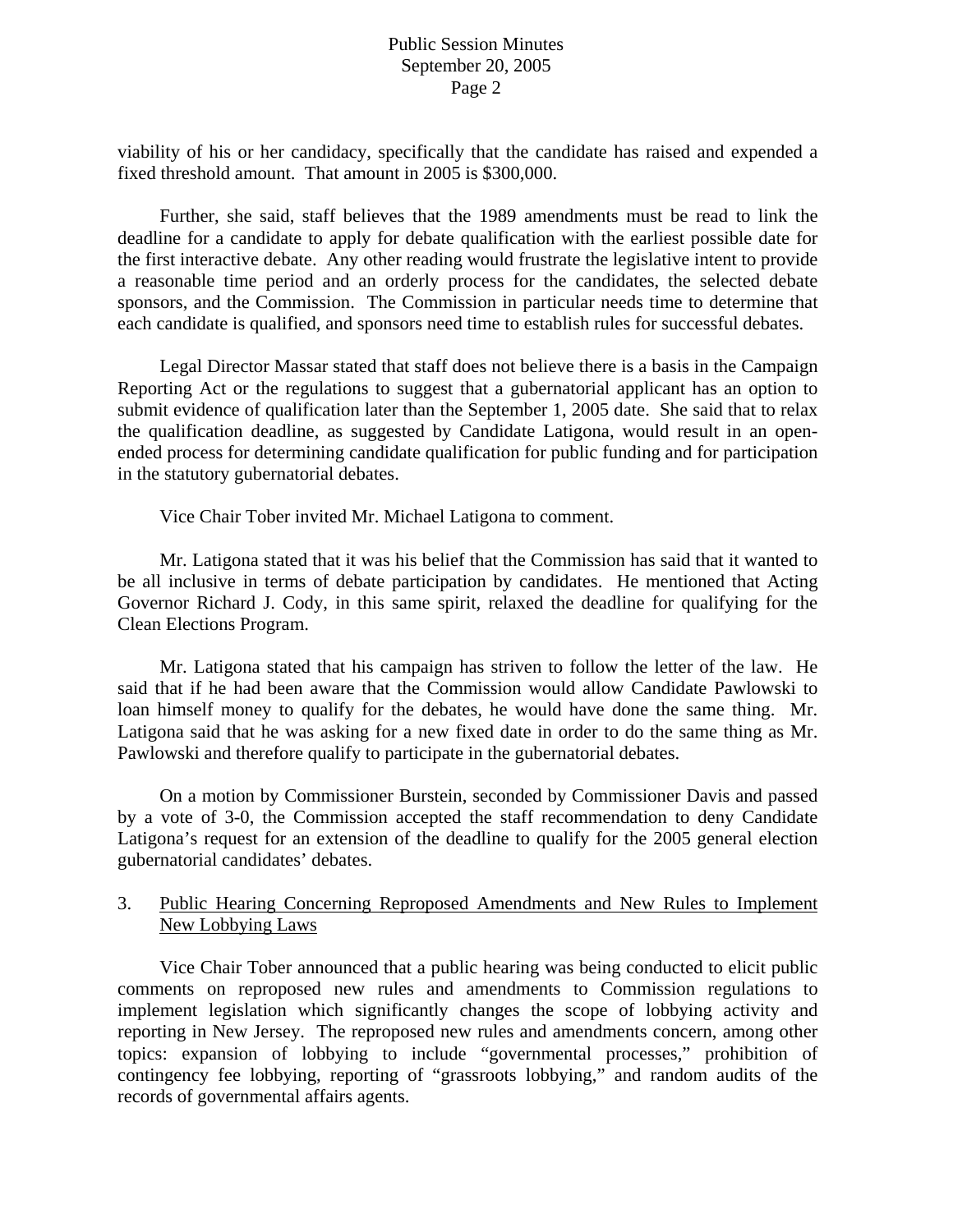viability of his or her candidacy, specifically that the candidate has raised and expended a fixed threshold amount. That amount in 2005 is $300,000.

Further, she said, staff believes that the 1989 amendments must be read to link the deadline for a candidate to apply for debate qualification with the earliest possible date for the first interactive debate. Any other reading would frustrate the legislative intent to provide a reasonable time period and an orderly process for the candidates, the selected debate sponsors, and the Commission. The Commission in particular needs time to determine that each candidate is qualified, and sponsors need time to establish rules for successful debates.

Legal Director Massar stated that staff does not believe there is a basis in the Campaign Reporting Act or the regulations to suggest that a gubernatorial applicant has an option to submit evidence of qualification later than the September 1, 2005 date. She said that to relax the qualification deadline, as suggested by Candidate Latigona, would result in an open-ended process for determining candidate qualification for public funding and for participation in the statutory gubernatorial debates.

Vice Chair Tober invited Mr. Michael Latigona to comment.

Mr. Latigona stated that it was his belief that the Commission has said that it wanted to be all inclusive in terms of debate participation by candidates. He mentioned that Acting Governor Richard J. Cody, in this same spirit, relaxed the deadline for qualifying for the Clean Elections Program.

Mr. Latigona stated that his campaign has striven to follow the letter of the law. He said that if he had been aware that the Commission would allow Candidate Pawlowski to loan himself money to qualify for the debates, he would have done the same thing. Mr. Latigona said that he was asking for a new fixed date in order to do the same thing as Mr. Pawlowski and therefore qualify to participate in the gubernatorial debates.

On a motion by Commissioner Burstein, seconded by Commissioner Davis and passed by a vote of 3-0, the Commission accepted the staff recommendation to deny Candidate Latigona's request for an extension of the deadline to qualify for the 2005 general election gubernatorial candidates' debates.

3. Public Hearing Concerning Reproposed Amendments and New Rules to Implement New Lobbying Laws

Vice Chair Tober announced that a public hearing was being conducted to elicit public comments on reproposed new rules and amendments to Commission regulations to implement legislation which significantly changes the scope of lobbying activity and reporting in New Jersey. The reproposed new rules and amendments concern, among other topics: expansion of lobbying to include "governmental processes," prohibition of contingency fee lobbying, reporting of "grassroots lobbying," and random audits of the records of governmental affairs agents.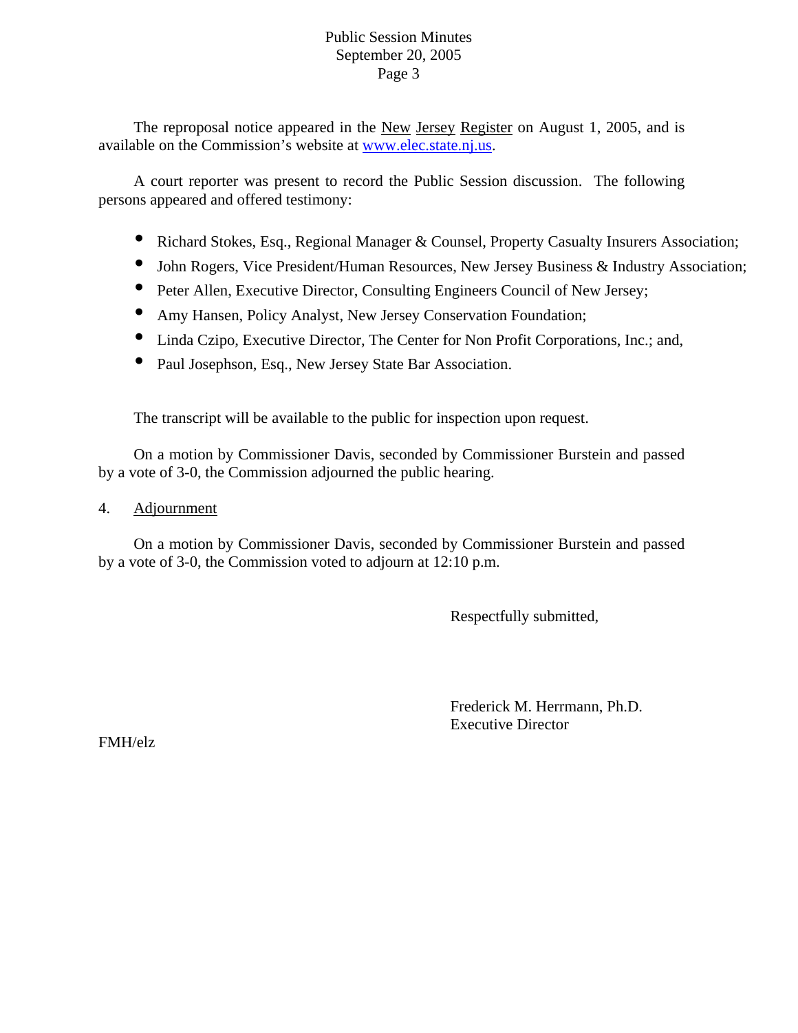The reproposal notice appeared in the New Jersey Register on August 1, 2005, and is available on the Commission's website at www.elec.state.nj.us.

A court reporter was present to record the Public Session discussion. The following persons appeared and offered testimony:

- Richard Stokes, Esq., Regional Manager & Counsel, Property Casualty Insurers Association;
- John Rogers, Vice President/Human Resources, New Jersey Business & Industry Association;
- Peter Allen, Executive Director, Consulting Engineers Council of New Jersey;
- Amy Hansen, Policy Analyst, New Jersey Conservation Foundation;
- Linda Czipo, Executive Director, The Center for Non Profit Corporations, Inc.; and,
- Paul Josephson, Esq., New Jersey State Bar Association.

The transcript will be available to the public for inspection upon request.

On a motion by Commissioner Davis, seconded by Commissioner Burstein and passed by a vote of 3-0, the Commission adjourned the public hearing.

4. Adjournment

On a motion by Commissioner Davis, seconded by Commissioner Burstein and passed by a vote of 3-0, the Commission voted to adjourn at 12:10 p.m.

Respectfully submitted,

Frederick M. Herrmann, Ph.D.
Executive Director

FMH/elz